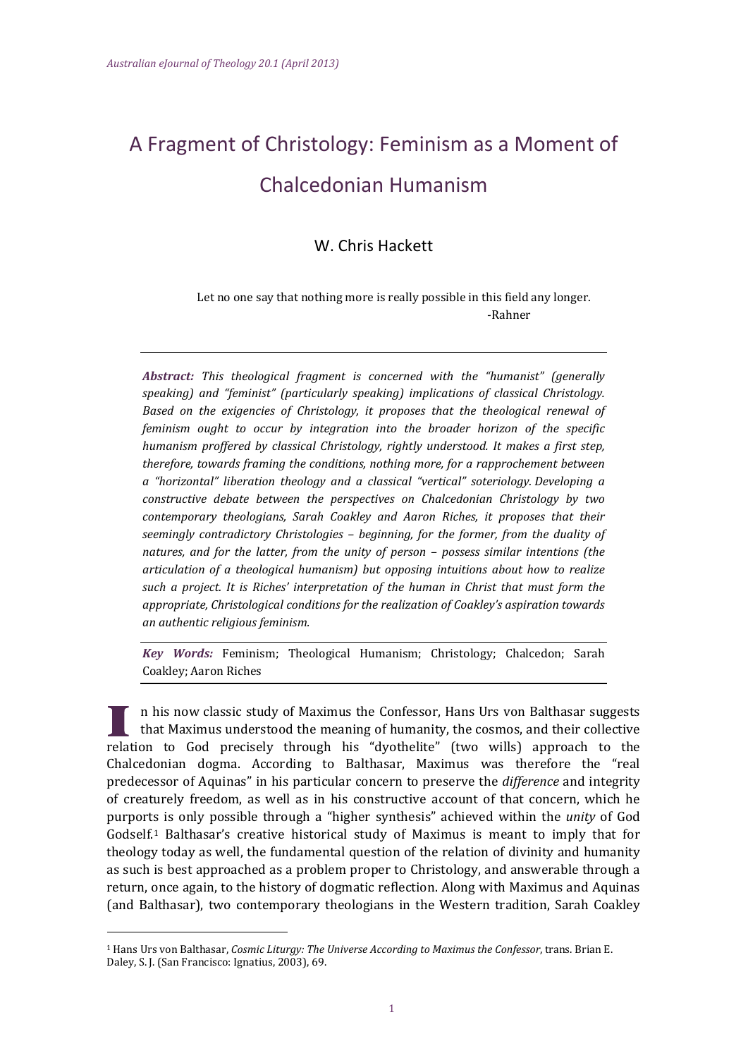# A Fragment of Christology: Feminism as a Moment of Chalcedonian Humanism

W. Chris Hackett

> Let no one say that nothing more is really possible in this field any longer.
> -Rahner

***Abstract:*** *This theological fragment is concerned with the "humanist" (generally speaking) and "feminist" (particularly speaking) implications of classical Christology. Based on the exigencies of Christology, it proposes that the theological renewal of feminism ought to occur by integration into the broader horizon of the specific humanism proffered by classical Christology, rightly understood. It makes a first step, therefore, towards framing the conditions, nothing more, for a rapprochement between a "horizontal" liberation theology and a classical "vertical" soteriology. Developing a constructive debate between the perspectives on Chalcedonian Christology by two contemporary theologians, Sarah Coakley and Aaron Riches, it proposes that their seemingly contradictory Christologies – beginning, for the former, from the duality of natures, and for the latter, from the unity of person – possess similar intentions (the articulation of a theological humanism) but opposing intuitions about how to realize such a project. It is Riches' interpretation of the human in Christ that must form the appropriate, Christological conditions for the realization of Coakley's aspiration towards an authentic religious feminism.*

***Key Words:*** Feminism; Theological Humanism; Christology; Chalcedon; Sarah Coakley; Aaron Riches

In his now classic study of Maximus the Confessor, Hans Urs von Balthasar suggests that Maximus understood the meaning of humanity, the cosmos, and their collective relation to God precisely through his "dyothelite" (two wills) approach to the Chalcedonian dogma. According to Balthasar, Maximus was therefore the "real predecessor of Aquinas" in his particular concern to preserve the *difference* and integrity of creaturely freedom, as well as in his constructive account of that concern, which he purports is only possible through a "higher synthesis" achieved within the *unity* of God Godself.[1] Balthasar's creative historical study of Maximus is meant to imply that for theology today as well, the fundamental question of the relation of divinity and humanity as such is best approached as a problem proper to Christology, and answerable through a return, once again, to the history of dogmatic reflection. Along with Maximus and Aquinas (and Balthasar), two contemporary theologians in the Western tradition, Sarah Coakley

[1] Hans Urs von Balthasar, *Cosmic Liturgy: The Universe According to Maximus the Confessor*, trans. Brian E. Daley, S. J. (San Francisco: Ignatius, 2003), 69.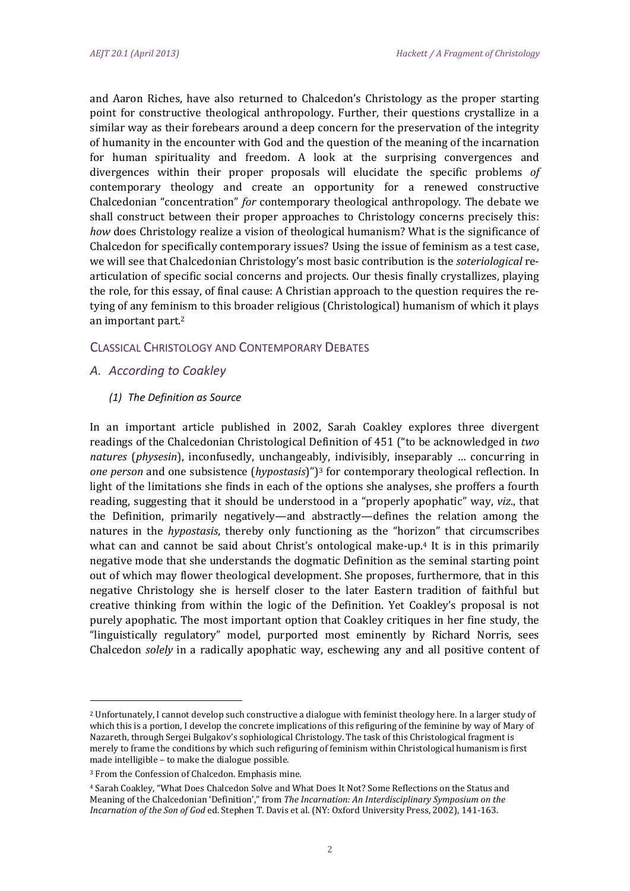and Aaron Riches, have also returned to Chalcedon's Christology as the proper starting point for constructive theological anthropology. Further, their questions crystallize in a similar way as their forebears around a deep concern for the preservation of the integrity of humanity in the encounter with God and the question of the meaning of the incarnation for human spirituality and freedom. A look at the surprising convergences and divergences within their proper proposals will elucidate the specific problems *of* contemporary theology and create an opportunity for a renewed constructive Chalcedonian "concentration" *for* contemporary theological anthropology. The debate we shall construct between their proper approaches to Christology concerns precisely this: *how* does Christology realize a vision of theological humanism? What is the significance of Chalcedon for specifically contemporary issues? Using the issue of feminism as a test case, we will see that Chalcedonian Christology's most basic contribution is the *soteriological* re-articulation of specific social concerns and projects. Our thesis finally crystallizes, playing the role, for this essay, of final cause: A Christian approach to the question requires the re-tying of any feminism to this broader religious (Christological) humanism of which it plays an important part.[2]

## Classical Christology and Contemporary Debates

### A. According to Coakley

#### (1) The Definition as Source

In an important article published in 2002, Sarah Coakley explores three divergent readings of the Chalcedonian Christological Definition of 451 ("to be acknowledged in *two natures* (*physesin*), inconfusedly, unchangeably, indivisibly, inseparably … concurring in *one person* and one subsistence (*hypostasis*)")[3] for contemporary theological reflection. In light of the limitations she finds in each of the options she analyses, she proffers a fourth reading, suggesting that it should be understood in a "properly apophatic" way, *viz*., that the Definition, primarily negatively—and abstractly—defines the relation among the natures in the *hypostasis*, thereby only functioning as the "horizon" that circumscribes what can and cannot be said about Christ's ontological make-up.[4] It is in this primarily negative mode that she understands the dogmatic Definition as the seminal starting point out of which may flower theological development. She proposes, furthermore, that in this negative Christology she is herself closer to the later Eastern tradition of faithful but creative thinking from within the logic of the Definition. Yet Coakley's proposal is not purely apophatic. The most important option that Coakley critiques in her fine study, the "linguistically regulatory" model, purported most eminently by Richard Norris, sees Chalcedon *solely* in a radically apophatic way, eschewing any and all positive content of

---

[2] Unfortunately, I cannot develop such constructive a dialogue with feminist theology here. In a larger study of which this is a portion, I develop the concrete implications of this refiguring of the feminine by way of Mary of Nazareth, through Sergei Bulgakov's sophiological Christology. The task of this Christological fragment is merely to frame the conditions by which such refiguring of feminism within Christological humanism is first made intelligible – to make the dialogue possible.

[3] From the Confession of Chalcedon. Emphasis mine.

[4] Sarah Coakley, "What Does Chalcedon Solve and What Does It Not? Some Reflections on the Status and Meaning of the Chalcedonian 'Definition'," from *The Incarnation: An Interdisciplinary Symposium on the Incarnation of the Son of God* ed. Stephen T. Davis et al. (NY: Oxford University Press, 2002), 141-163.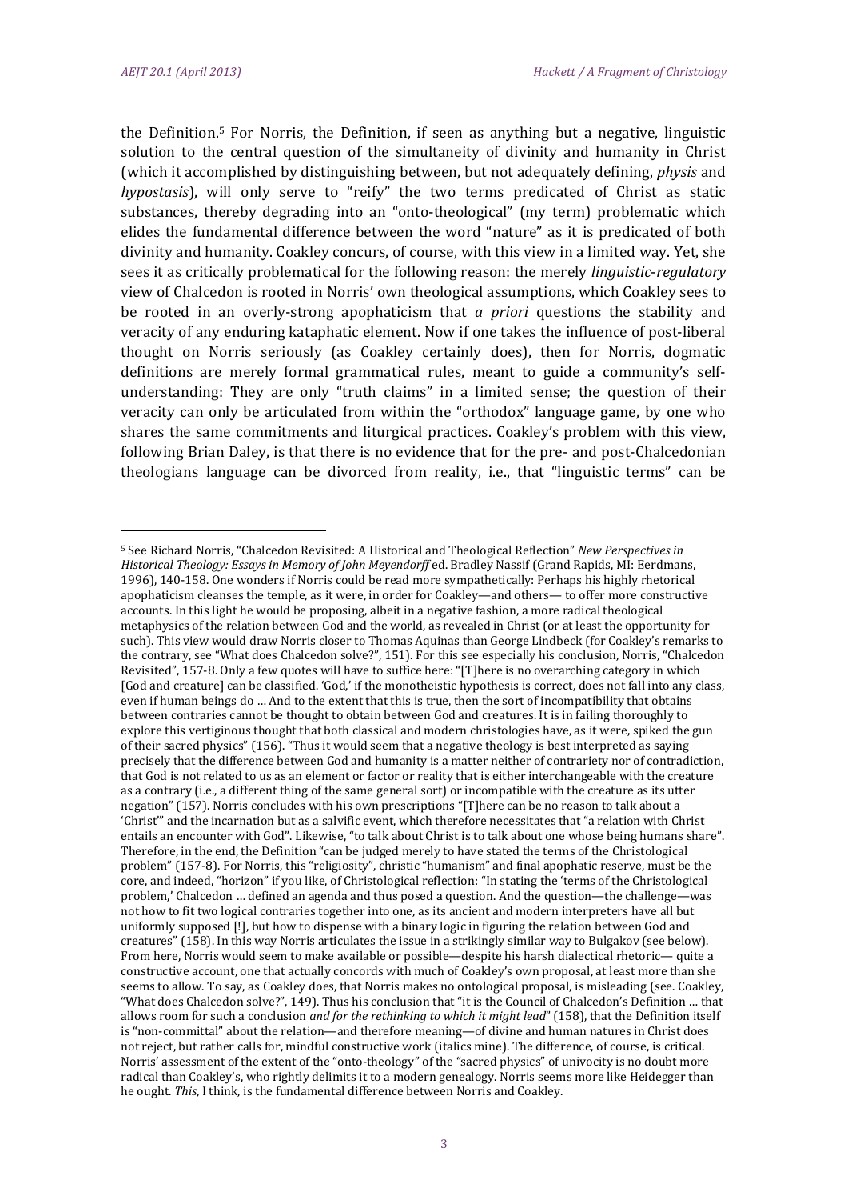the Definition.[5] For Norris, the Definition, if seen as anything but a negative, linguistic solution to the central question of the simultaneity of divinity and humanity in Christ (which it accomplished by distinguishing between, but not adequately defining, *physis* and *hypostasis*), will only serve to "reify" the two terms predicated of Christ as static substances, thereby degrading into an "onto-theological" (my term) problematic which elides the fundamental difference between the word "nature" as it is predicated of both divinity and humanity. Coakley concurs, of course, with this view in a limited way. Yet, she sees it as critically problematical for the following reason: the merely *linguistic-regulatory* view of Chalcedon is rooted in Norris' own theological assumptions, which Coakley sees to be rooted in an overly-strong apophaticism that *a priori* questions the stability and veracity of any enduring kataphatic element. Now if one takes the influence of post-liberal thought on Norris seriously (as Coakley certainly does), then for Norris, dogmatic definitions are merely formal grammatical rules, meant to guide a community's self-understanding: They are only "truth claims" in a limited sense; the question of their veracity can only be articulated from within the "orthodox" language game, by one who shares the same commitments and liturgical practices. Coakley's problem with this view, following Brian Daley, is that there is no evidence that for the pre- and post-Chalcedonian theologians language can be divorced from reality, i.e., that "linguistic terms" can be

---

[5] See Richard Norris, "Chalcedon Revisited: A Historical and Theological Reflection" *New Perspectives in Historical Theology: Essays in Memory of John Meyendorff* ed. Bradley Nassif (Grand Rapids, MI: Eerdmans, 1996), 140-158. One wonders if Norris could be read more sympathetically: Perhaps his highly rhetorical apophaticism cleanses the temple, as it were, in order for Coakley—and others— to offer more constructive accounts. In this light he would be proposing, albeit in a negative fashion, a more radical theological metaphysics of the relation between God and the world, as revealed in Christ (or at least the opportunity for such). This view would draw Norris closer to Thomas Aquinas than George Lindbeck (for Coakley's remarks to the contrary, see "What does Chalcedon solve?", 151). For this see especially his conclusion, Norris, "Chalcedon Revisited", 157-8. Only a few quotes will have to suffice here: "[T]here is no overarching category in which [God and creature] can be classified. 'God,' if the monotheistic hypothesis is correct, does not fall into any class, even if human beings do … And to the extent that this is true, then the sort of incompatibility that obtains between contraries cannot be thought to obtain between God and creatures. It is in failing thoroughly to explore this vertiginous thought that both classical and modern christologies have, as it were, spiked the gun of their sacred physics" (156). "Thus it would seem that a negative theology is best interpreted as saying precisely that the difference between God and humanity is a matter neither of contrariety nor of contradiction, that God is not related to us as an element or factor or reality that is either interchangeable with the creature as a contrary (i.e., a different thing of the same general sort) or incompatible with the creature as its utter negation" (157). Norris concludes with his own prescriptions "[T]here can be no reason to talk about a 'Christ'" and the incarnation but as a salvific event, which therefore necessitates that "a relation with Christ entails an encounter with God". Likewise, "to talk about Christ is to talk about one whose being humans share". Therefore, in the end, the Definition "can be judged merely to have stated the terms of the Christological problem" (157-8). For Norris, this "religiosity", christic "humanism" and final apophatic reserve, must be the core, and indeed, "horizon" if you like, of Christological reflection: "In stating the 'terms of the Christological problem,' Chalcedon … defined an agenda and thus posed a question. And the question—the challenge—was not how to fit two logical contraries together into one, as its ancient and modern interpreters have all but uniformly supposed [!], but how to dispense with a binary logic in figuring the relation between God and creatures" (158). In this way Norris articulates the issue in a strikingly similar way to Bulgakov (see below). From here, Norris would seem to make available or possible—despite his harsh dialectical rhetoric— quite a constructive account, one that actually concords with much of Coakley's own proposal, at least more than she seems to allow. To say, as Coakley does, that Norris makes no ontological proposal, is misleading (see. Coakley, "What does Chalcedon solve?", 149). Thus his conclusion that "it is the Council of Chalcedon's Definition … that allows room for such a conclusion *and for the rethinking to which it might lead*" (158), that the Definition itself is "non-committal" about the relation—and therefore meaning—of divine and human natures in Christ does not reject, but rather calls for, mindful constructive work (italics mine). The difference, of course, is critical. Norris' assessment of the extent of the "onto-theology" of the "sacred physics" of univocity is no doubt more radical than Coakley's, who rightly delimits it to a modern genealogy. Norris seems more like Heidegger than he ought. *This*, I think, is the fundamental difference between Norris and Coakley.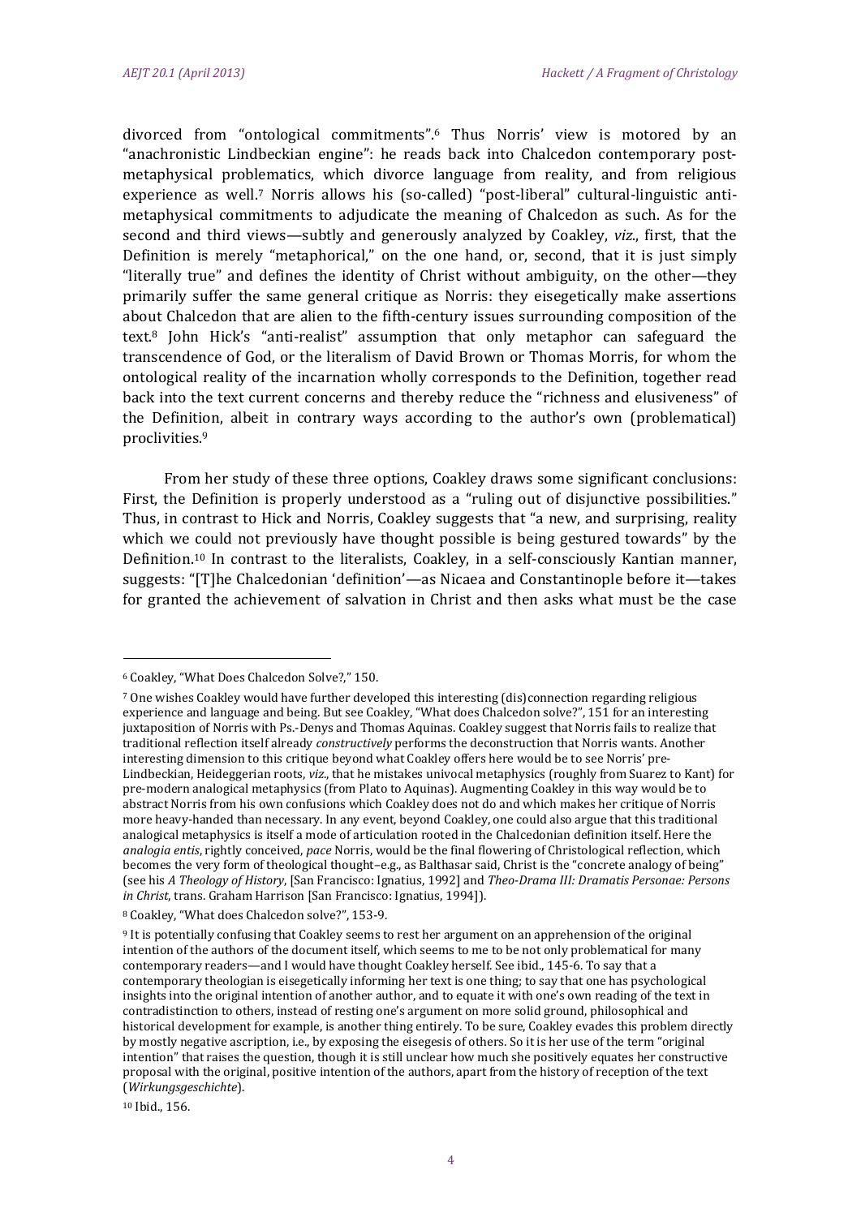divorced from "ontological commitments".[6] Thus Norris' view is motored by an "anachronistic Lindbeckian engine": he reads back into Chalcedon contemporary post-metaphysical problematics, which divorce language from reality, and from religious experience as well.[7] Norris allows his (so-called) "post-liberal" cultural-linguistic anti-metaphysical commitments to adjudicate the meaning of Chalcedon as such. As for the second and third views—subtly and generously analyzed by Coakley, *viz*., first, that the Definition is merely "metaphorical," on the one hand, or, second, that it is just simply "literally true" and defines the identity of Christ without ambiguity, on the other—they primarily suffer the same general critique as Norris: they eisegetically make assertions about Chalcedon that are alien to the fifth-century issues surrounding composition of the text.[8] John Hick's "anti-realist" assumption that only metaphor can safeguard the transcendence of God, or the literalism of David Brown or Thomas Morris, for whom the ontological reality of the incarnation wholly corresponds to the Definition, together read back into the text current concerns and thereby reduce the "richness and elusiveness" of the Definition, albeit in contrary ways according to the author's own (problematical) proclivities.[9]

From her study of these three options, Coakley draws some significant conclusions: First, the Definition is properly understood as a "ruling out of disjunctive possibilities." Thus, in contrast to Hick and Norris, Coakley suggests that "a new, and surprising, reality which we could not previously have thought possible is being gestured towards" by the Definition.[10] In contrast to the literalists, Coakley, in a self-consciously Kantian manner, suggests: "[T]he Chalcedonian 'definition'—as Nicaea and Constantinople before it—takes for granted the achievement of salvation in Christ and then asks what must be the case

---

[6] Coakley, "What Does Chalcedon Solve?," 150.

[7] One wishes Coakley would have further developed this interesting (dis)connection regarding religious experience and language and being. But see Coakley, "What does Chalcedon solve?", 151 for an interesting juxtaposition of Norris with Ps.-Denys and Thomas Aquinas. Coakley suggest that Norris fails to realize that traditional reflection itself already *constructively* performs the deconstruction that Norris wants. Another interesting dimension to this critique beyond what Coakley offers here would be to see Norris' pre-Lindbeckian, Heideggerian roots, *viz*., that he mistakes univocal metaphysics (roughly from Suarez to Kant) for pre-modern analogical metaphysics (from Plato to Aquinas). Augmenting Coakley in this way would be to abstract Norris from his own confusions which Coakley does not do and which makes her critique of Norris more heavy-handed than necessary. In any event, beyond Coakley, one could also argue that this traditional analogical metaphysics is itself a mode of articulation rooted in the Chalcedonian definition itself. Here the *analogia entis*, rightly conceived, *pace* Norris, would be the final flowering of Christological reflection, which becomes the very form of theological thought–e.g., as Balthasar said, Christ is the "concrete analogy of being" (see his *A Theology of History*, [San Francisco: Ignatius, 1992] and *Theo-Drama III: Dramatis Personae: Persons in Christ*, trans. Graham Harrison [San Francisco: Ignatius, 1994]).

[8] Coakley, "What does Chalcedon solve?", 153-9.

[9] It is potentially confusing that Coakley seems to rest her argument on an apprehension of the original intention of the authors of the document itself, which seems to me to be not only problematical for many contemporary readers—and I would have thought Coakley herself. See ibid., 145-6. To say that a contemporary theologian is eisegetically informing her text is one thing; to say that one has psychological insights into the original intention of another author, and to equate it with one's own reading of the text in contradistinction to others, instead of resting one's argument on more solid ground, philosophical and historical development for example, is another thing entirely. To be sure, Coakley evades this problem directly by mostly negative ascription, i.e., by exposing the eisegesis of others. So it is her use of the term "original intention" that raises the question, though it is still unclear how much she positively equates her constructive proposal with the original, positive intention of the authors, apart from the history of reception of the text (*Wirkungsgeschichte*).

[10] Ibid., 156.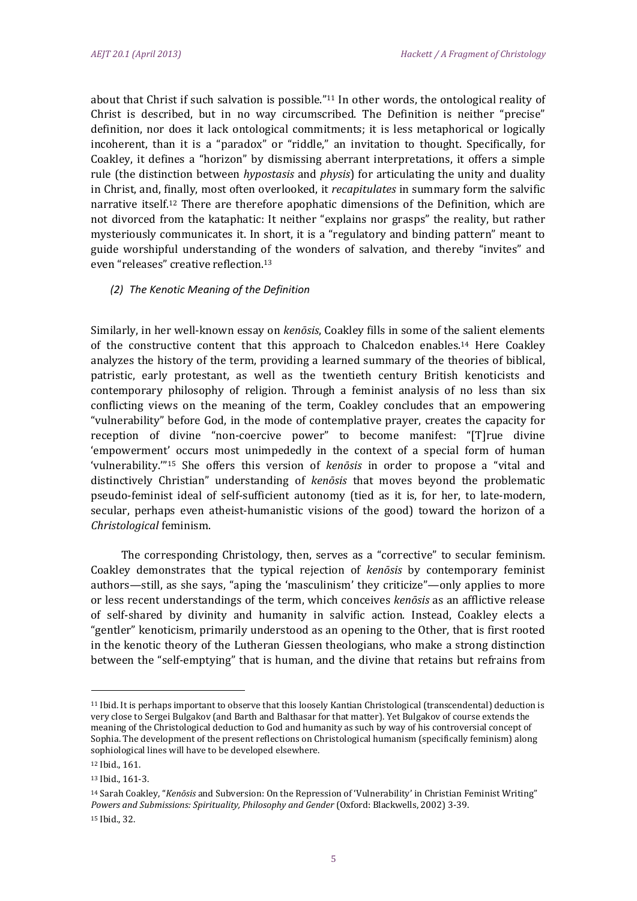about that Christ if such salvation is possible."[11] In other words, the ontological reality of Christ is described, but in no way circumscribed. The Definition is neither "precise" definition, nor does it lack ontological commitments; it is less metaphorical or logically incoherent, than it is a "paradox" or "riddle," an invitation to thought. Specifically, for Coakley, it defines a "horizon" by dismissing aberrant interpretations, it offers a simple rule (the distinction between *hypostasis* and *physis*) for articulating the unity and duality in Christ, and, finally, most often overlooked, it *recapitulates* in summary form the salvific narrative itself.[12] There are therefore apophatic dimensions of the Definition, which are not divorced from the kataphatic: It neither "explains nor grasps" the reality, but rather mysteriously communicates it. In short, it is a "regulatory and binding pattern" meant to guide worshipful understanding of the wonders of salvation, and thereby "invites" and even "releases" creative reflection.[13]

*(2) The Kenotic Meaning of the Definition*

Similarly, in her well-known essay on *kenōsis*, Coakley fills in some of the salient elements of the constructive content that this approach to Chalcedon enables.[14] Here Coakley analyzes the history of the term, providing a learned summary of the theories of biblical, patristic, early protestant, as well as the twentieth century British kenoticists and contemporary philosophy of religion. Through a feminist analysis of no less than six conflicting views on the meaning of the term, Coakley concludes that an empowering "vulnerability" before God, in the mode of contemplative prayer, creates the capacity for reception of divine "non-coercive power" to become manifest: "[T]rue divine 'empowerment' occurs most unimpededly in the context of a special form of human 'vulnerability.'"[15] She offers this version of *kenōsis* in order to propose a "vital and distinctively Christian" understanding of *kenōsis* that moves beyond the problematic pseudo-feminist ideal of self-sufficient autonomy (tied as it is, for her, to late-modern, secular, perhaps even atheist-humanistic visions of the good) toward the horizon of a *Christological* feminism.

The corresponding Christology, then, serves as a "corrective" to secular feminism. Coakley demonstrates that the typical rejection of *kenōsis* by contemporary feminist authors—still, as she says, "aping the 'masculinism' they criticize"—only applies to more or less recent understandings of the term, which conceives *kenōsis* as an afflictive release of self-shared by divinity and humanity in salvific action. Instead, Coakley elects a "gentler" kenoticism, primarily understood as an opening to the Other, that is first rooted in the kenotic theory of the Lutheran Giessen theologians, who make a strong distinction between the "self-emptying" that is human, and the divine that retains but refrains from

---

[11] Ibid. It is perhaps important to observe that this loosely Kantian Christological (transcendental) deduction is very close to Sergei Bulgakov (and Barth and Balthasar for that matter). Yet Bulgakov of course extends the meaning of the Christological deduction to God and humanity as such by way of his controversial concept of Sophia. The development of the present reflections on Christological humanism (specifically feminism) along sophiological lines will have to be developed elsewhere.

[12] Ibid., 161.

[13] Ibid., 161-3.

[14] Sarah Coakley, "*Kenōsis* and Subversion: On the Repression of 'Vulnerability' in Christian Feminist Writing" *Powers and Submissions: Spirituality, Philosophy and Gender* (Oxford: Blackwells, 2002) 3-39.

[15] Ibid., 32.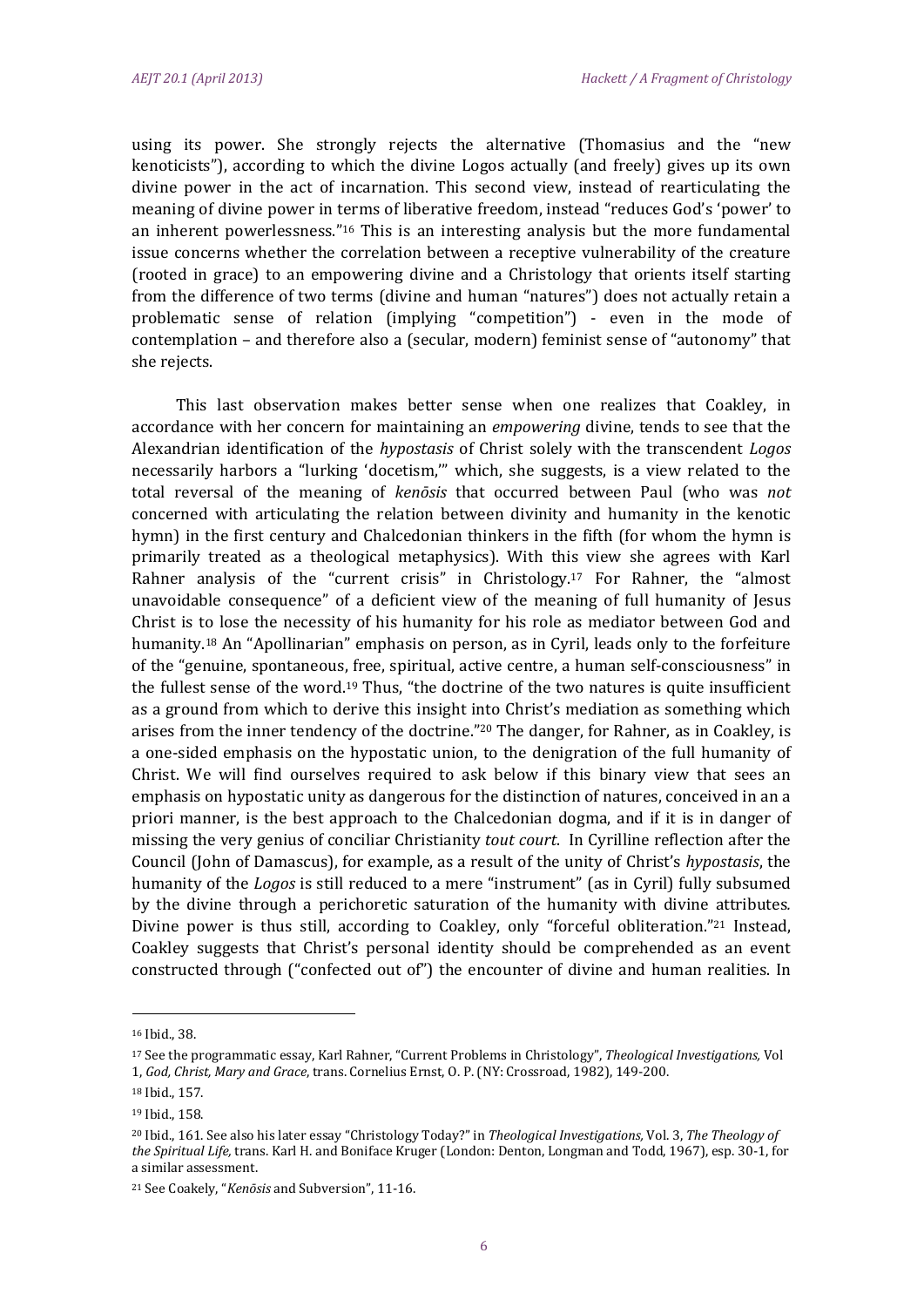using its power. She strongly rejects the alternative (Thomasius and the "new kenoticists"), according to which the divine Logos actually (and freely) gives up its own divine power in the act of incarnation. This second view, instead of rearticulating the meaning of divine power in terms of liberative freedom, instead "reduces God's 'power' to an inherent powerlessness."[16] This is an interesting analysis but the more fundamental issue concerns whether the correlation between a receptive vulnerability of the creature (rooted in grace) to an empowering divine and a Christology that orients itself starting from the difference of two terms (divine and human "natures") does not actually retain a problematic sense of relation (implying "competition") - even in the mode of contemplation – and therefore also a (secular, modern) feminist sense of "autonomy" that she rejects.

This last observation makes better sense when one realizes that Coakley, in accordance with her concern for maintaining an *empowering* divine, tends to see that the Alexandrian identification of the *hypostasis* of Christ solely with the transcendent *Logos* necessarily harbors a "lurking 'docetism,'" which, she suggests, is a view related to the total reversal of the meaning of *kenōsis* that occurred between Paul (who was *not* concerned with articulating the relation between divinity and humanity in the kenotic hymn) in the first century and Chalcedonian thinkers in the fifth (for whom the hymn is primarily treated as a theological metaphysics). With this view she agrees with Karl Rahner analysis of the "current crisis" in Christology.[17] For Rahner, the "almost unavoidable consequence" of a deficient view of the meaning of full humanity of Jesus Christ is to lose the necessity of his humanity for his role as mediator between God and humanity.[18] An "Apollinarian" emphasis on person, as in Cyril, leads only to the forfeiture of the "genuine, spontaneous, free, spiritual, active centre, a human self-consciousness" in the fullest sense of the word.[19] Thus, "the doctrine of the two natures is quite insufficient as a ground from which to derive this insight into Christ's mediation as something which arises from the inner tendency of the doctrine."[20] The danger, for Rahner, as in Coakley, is a one-sided emphasis on the hypostatic union, to the denigration of the full humanity of Christ. We will find ourselves required to ask below if this binary view that sees an emphasis on hypostatic unity as dangerous for the distinction of natures, conceived in an a priori manner, is the best approach to the Chalcedonian dogma, and if it is in danger of missing the very genius of conciliar Christianity *tout court*. In Cyrilline reflection after the Council (John of Damascus), for example, as a result of the unity of Christ's *hypostasis*, the humanity of the *Logos* is still reduced to a mere "instrument" (as in Cyril) fully subsumed by the divine through a perichoretic saturation of the humanity with divine attributes. Divine power is thus still, according to Coakley, only "forceful obliteration."[21] Instead, Coakley suggests that Christ's personal identity should be comprehended as an event constructed through ("confected out of") the encounter of divine and human realities. In

---

[16] Ibid., 38.

[17] See the programmatic essay, Karl Rahner, "Current Problems in Christology", *Theological Investigations,* Vol 1, *God, Christ, Mary and Grace*, trans. Cornelius Ernst, O. P. (NY: Crossroad, 1982), 149-200.

[18] Ibid., 157.

[19] Ibid., 158.

[20] Ibid., 161. See also his later essay "Christology Today?" in *Theological Investigations,* Vol. 3, *The Theology of the Spiritual Life,* trans. Karl H. and Boniface Kruger (London: Denton, Longman and Todd, 1967), esp. 30-1, for a similar assessment.

[21] See Coakely, "*Kenōsis* and Subversion", 11-16.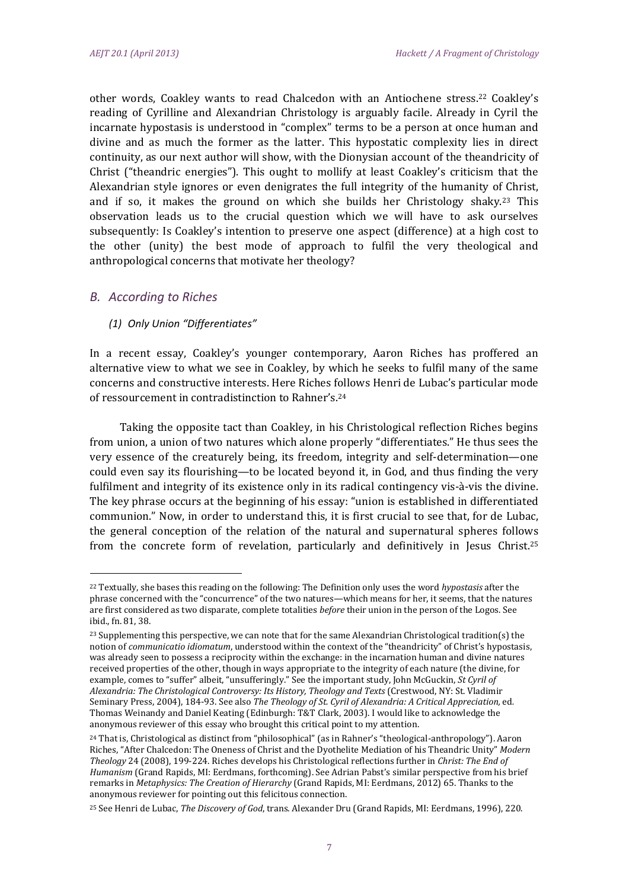other words, Coakley wants to read Chalcedon with an Antiochene stress.[22] Coakley's reading of Cyrilline and Alexandrian Christology is arguably facile. Already in Cyril the incarnate hypostasis is understood in "complex" terms to be a person at once human and divine and as much the former as the latter. This hypostatic complexity lies in direct continuity, as our next author will show, with the Dionysian account of the theandricity of Christ ("theandric energies"). This ought to mollify at least Coakley's criticism that the Alexandrian style ignores or even denigrates the full integrity of the humanity of Christ, and if so, it makes the ground on which she builds her Christology shaky.[23] This observation leads us to the crucial question which we will have to ask ourselves subsequently: Is Coakley's intention to preserve one aspect (difference) at a high cost to the other (unity) the best mode of approach to fulfil the very theological and anthropological concerns that motivate her theology?

## *B. According to Riches*

### *(1) Only Union "Differentiates"*

In a recent essay, Coakley's younger contemporary, Aaron Riches has proffered an alternative view to what we see in Coakley, by which he seeks to fulfil many of the same concerns and constructive interests. Here Riches follows Henri de Lubac's particular mode of ressourcement in contradistinction to Rahner's.[24]

Taking the opposite tact than Coakley, in his Christological reflection Riches begins from union, a union of two natures which alone properly "differentiates." He thus sees the very essence of the creaturely being, its freedom, integrity and self-determination—one could even say its flourishing—to be located beyond it, in God, and thus finding the very fulfilment and integrity of its existence only in its radical contingency vis-à-vis the divine. The key phrase occurs at the beginning of his essay: "union is established in differentiated communion." Now, in order to understand this, it is first crucial to see that, for de Lubac, the general conception of the relation of the natural and supernatural spheres follows from the concrete form of revelation, particularly and definitively in Jesus Christ.[25]

---

[22] Textually, she bases this reading on the following: The Definition only uses the word *hypostasis* after the phrase concerned with the "concurrence" of the two natures—which means for her, it seems, that the natures are first considered as two disparate, complete totalities *before* their union in the person of the Logos. See ibid., fn. 81, 38.

[23] Supplementing this perspective, we can note that for the same Alexandrian Christological tradition(s) the notion of *communicatio idiomatum*, understood within the context of the "theandricity" of Christ's hypostasis, was already seen to possess a reciprocity within the exchange: in the incarnation human and divine natures received properties of the other, though in ways appropriate to the integrity of each nature (the divine, for example, comes to "suffer" albeit, "unsufferingly." See the important study, John McGuckin, *St Cyril of Alexandria: The Christological Controversy: Its History, Theology and Texts* (Crestwood, NY: St. Vladimir Seminary Press, 2004), 184-93. See also *The Theology of St. Cyril of Alexandria: A Critical Appreciation,* ed. Thomas Weinandy and Daniel Keating (Edinburgh: T&T Clark, 2003). I would like to acknowledge the anonymous reviewer of this essay who brought this critical point to my attention.

[24] That is, Christological as distinct from "philosophical" (as in Rahner's "theological-anthropology"). Aaron Riches, "After Chalcedon: The Oneness of Christ and the Dyothelite Mediation of his Theandric Unity" *Modern Theology* 24 (2008), 199-224. Riches develops his Christological reflections further in *Christ: The End of Humanism* (Grand Rapids, MI: Eerdmans, forthcoming). See Adrian Pabst's similar perspective from his brief remarks in *Metaphysics: The Creation of Hierarchy* (Grand Rapids, MI: Eerdmans, 2012) 65. Thanks to the anonymous reviewer for pointing out this felicitous connection.

[25] See Henri de Lubac, *The Discovery of God*, trans. Alexander Dru (Grand Rapids, MI: Eerdmans, 1996), 220.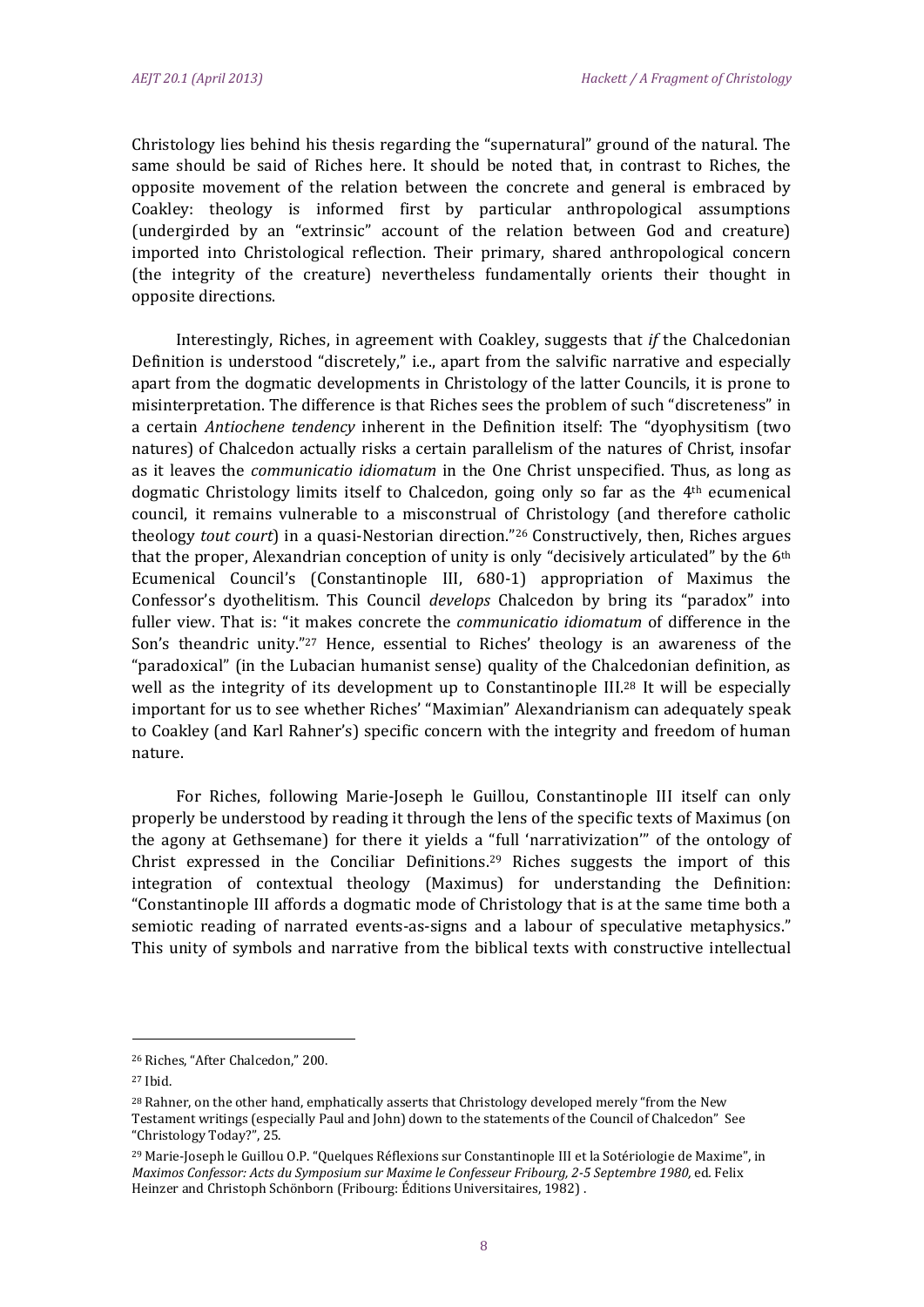Christology lies behind his thesis regarding the "supernatural" ground of the natural. The same should be said of Riches here. It should be noted that, in contrast to Riches, the opposite movement of the relation between the concrete and general is embraced by Coakley: theology is informed first by particular anthropological assumptions (undergirded by an "extrinsic" account of the relation between God and creature) imported into Christological reflection. Their primary, shared anthropological concern (the integrity of the creature) nevertheless fundamentally orients their thought in opposite directions.

Interestingly, Riches, in agreement with Coakley, suggests that *if* the Chalcedonian Definition is understood "discretely," i.e., apart from the salvific narrative and especially apart from the dogmatic developments in Christology of the latter Councils, it is prone to misinterpretation. The difference is that Riches sees the problem of such "discreteness" in a certain *Antiochene tendency* inherent in the Definition itself: The "dyophysitism (two natures) of Chalcedon actually risks a certain parallelism of the natures of Christ, insofar as it leaves the *communicatio idiomatum* in the One Christ unspecified. Thus, as long as dogmatic Christology limits itself to Chalcedon, going only so far as the 4th ecumenical council, it remains vulnerable to a misconstrual of Christology (and therefore catholic theology *tout court*) in a quasi-Nestorian direction."[26] Constructively, then, Riches argues that the proper, Alexandrian conception of unity is only "decisively articulated" by the 6th Ecumenical Council's (Constantinople III, 680-1) appropriation of Maximus the Confessor's dyothelitism. This Council *develops* Chalcedon by bring its "paradox" into fuller view. That is: "it makes concrete the *communicatio idiomatum* of difference in the Son's theandric unity."[27] Hence, essential to Riches' theology is an awareness of the "paradoxical" (in the Lubacian humanist sense) quality of the Chalcedonian definition, as well as the integrity of its development up to Constantinople III.[28] It will be especially important for us to see whether Riches' "Maximian" Alexandrianism can adequately speak to Coakley (and Karl Rahner's) specific concern with the integrity and freedom of human nature.

For Riches, following Marie-Joseph le Guillou, Constantinople III itself can only properly be understood by reading it through the lens of the specific texts of Maximus (on the agony at Gethsemane) for there it yields a "full 'narrativization'" of the ontology of Christ expressed in the Conciliar Definitions.[29] Riches suggests the import of this integration of contextual theology (Maximus) for understanding the Definition: "Constantinople III affords a dogmatic mode of Christology that is at the same time both a semiotic reading of narrated events-as-signs and a labour of speculative metaphysics." This unity of symbols and narrative from the biblical texts with constructive intellectual

---

[26] Riches, "After Chalcedon," 200.

[27] Ibid.

[28] Rahner, on the other hand, emphatically asserts that Christology developed merely "from the New Testament writings (especially Paul and John) down to the statements of the Council of Chalcedon" See "Christology Today?", 25.

[29] Marie-Joseph le Guillou O.P. "Quelques Réflexions sur Constantinople III et la Sotériologie de Maxime", in *Maximos Confessor: Acts du Symposium sur Maxime le Confesseur Fribourg, 2-5 Septembre 1980,* ed. Felix Heinzer and Christoph Schönborn (Fribourg: Éditions Universitaires, 1982) .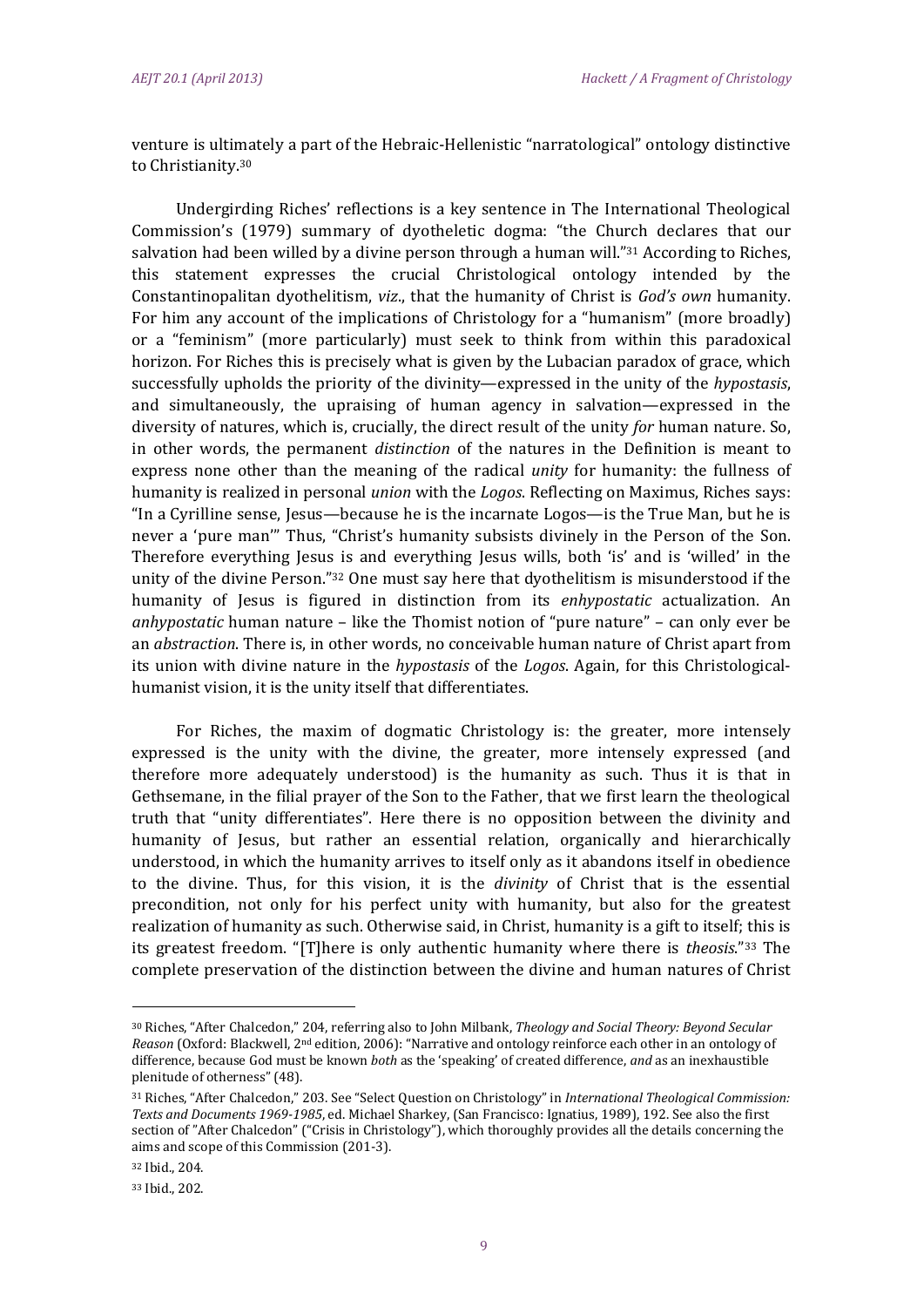venture is ultimately a part of the Hebraic-Hellenistic "narratological" ontology distinctive to Christianity.[30]

Undergirding Riches' reflections is a key sentence in The International Theological Commission's (1979) summary of dyotheletic dogma: "the Church declares that our salvation had been willed by a divine person through a human will."[31] According to Riches, this statement expresses the crucial Christological ontology intended by the Constantinopalitan dyothelitism, *viz*., that the humanity of Christ is *God's own* humanity. For him any account of the implications of Christology for a "humanism" (more broadly) or a "feminism" (more particularly) must seek to think from within this paradoxical horizon. For Riches this is precisely what is given by the Lubacian paradox of grace, which successfully upholds the priority of the divinity—expressed in the unity of the *hypostasis*, and simultaneously, the upraising of human agency in salvation—expressed in the diversity of natures, which is, crucially, the direct result of the unity *for* human nature. So, in other words, the permanent *distinction* of the natures in the Definition is meant to express none other than the meaning of the radical *unity* for humanity: the fullness of humanity is realized in personal *union* with the *Logos*. Reflecting on Maximus, Riches says: "In a Cyrilline sense, Jesus—because he is the incarnate Logos—is the True Man, but he is never a 'pure man'" Thus, "Christ's humanity subsists divinely in the Person of the Son. Therefore everything Jesus is and everything Jesus wills, both 'is' and is 'willed' in the unity of the divine Person."[32] One must say here that dyothelitism is misunderstood if the humanity of Jesus is figured in distinction from its *enhypostatic* actualization. An *anhypostatic* human nature – like the Thomist notion of "pure nature" – can only ever be an *abstraction*. There is, in other words, no conceivable human nature of Christ apart from its union with divine nature in the *hypostasis* of the *Logos*. Again, for this Christological-humanist vision, it is the unity itself that differentiates.

For Riches, the maxim of dogmatic Christology is: the greater, more intensely expressed is the unity with the divine, the greater, more intensely expressed (and therefore more adequately understood) is the humanity as such. Thus it is that in Gethsemane, in the filial prayer of the Son to the Father, that we first learn the theological truth that "unity differentiates". Here there is no opposition between the divinity and humanity of Jesus, but rather an essential relation, organically and hierarchically understood, in which the humanity arrives to itself only as it abandons itself in obedience to the divine. Thus, for this vision, it is the *divinity* of Christ that is the essential precondition, not only for his perfect unity with humanity, but also for the greatest realization of humanity as such. Otherwise said, in Christ, humanity is a gift to itself; this is its greatest freedom. "[T]here is only authentic humanity where there is *theosis*."[33] The complete preservation of the distinction between the divine and human natures of Christ

---

[30] Riches, "After Chalcedon," 204, referring also to John Milbank, *Theology and Social Theory: Beyond Secular Reason* (Oxford: Blackwell, 2nd edition, 2006): "Narrative and ontology reinforce each other in an ontology of difference, because God must be known *both* as the 'speaking' of created difference, *and* as an inexhaustible plenitude of otherness" (48).

[31] Riches, "After Chalcedon," 203. See "Select Question on Christology" in *International Theological Commission: Texts and Documents 1969-1985*, ed. Michael Sharkey, (San Francisco: Ignatius, 1989), 192. See also the first section of "After Chalcedon" ("Crisis in Christology"), which thoroughly provides all the details concerning the aims and scope of this Commission (201-3).

[32] Ibid., 204.

[33] Ibid., 202.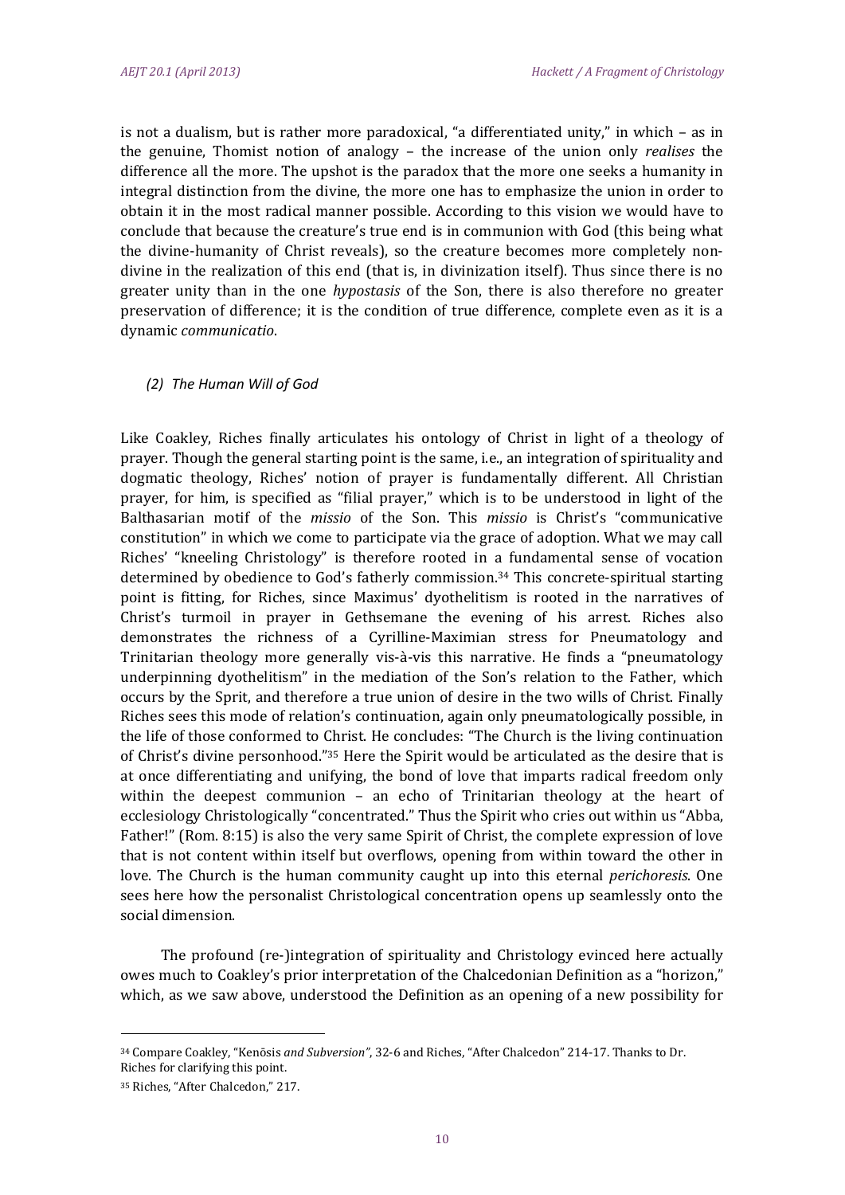is not a dualism, but is rather more paradoxical, "a differentiated unity," in which – as in the genuine, Thomist notion of analogy – the increase of the union only *realises* the difference all the more. The upshot is the paradox that the more one seeks a humanity in integral distinction from the divine, the more one has to emphasize the union in order to obtain it in the most radical manner possible. According to this vision we would have to conclude that because the creature's true end is in communion with God (this being what the divine-humanity of Christ reveals), so the creature becomes more completely non-divine in the realization of this end (that is, in divinization itself). Thus since there is no greater unity than in the one *hypostasis* of the Son, there is also therefore no greater preservation of difference; it is the condition of true difference, complete even as it is a dynamic *communicatio*.

### *(2) The Human Will of God*

Like Coakley, Riches finally articulates his ontology of Christ in light of a theology of prayer. Though the general starting point is the same, i.e., an integration of spirituality and dogmatic theology, Riches' notion of prayer is fundamentally different. All Christian prayer, for him, is specified as "filial prayer," which is to be understood in light of the Balthasarian motif of the *missio* of the Son. This *missio* is Christ's "communicative constitution" in which we come to participate via the grace of adoption. What we may call Riches' "kneeling Christology" is therefore rooted in a fundamental sense of vocation determined by obedience to God's fatherly commission.[34] This concrete-spiritual starting point is fitting, for Riches, since Maximus' dyothelitism is rooted in the narratives of Christ's turmoil in prayer in Gethsemane the evening of his arrest. Riches also demonstrates the richness of a Cyrilline-Maximian stress for Pneumatology and Trinitarian theology more generally vis-à-vis this narrative. He finds a "pneumatology underpinning dyothelitism" in the mediation of the Son's relation to the Father, which occurs by the Sprit, and therefore a true union of desire in the two wills of Christ. Finally Riches sees this mode of relation's continuation, again only pneumatologically possible, in the life of those conformed to Christ. He concludes: "The Church is the living continuation of Christ's divine personhood."[35] Here the Spirit would be articulated as the desire that is at once differentiating and unifying, the bond of love that imparts radical freedom only within the deepest communion – an echo of Trinitarian theology at the heart of ecclesiology Christologically "concentrated." Thus the Spirit who cries out within us "Abba, Father!" (Rom. 8:15) is also the very same Spirit of Christ, the complete expression of love that is not content within itself but overflows, opening from within toward the other in love. The Church is the human community caught up into this eternal *perichoresis*. One sees here how the personalist Christological concentration opens up seamlessly onto the social dimension.

The profound (re-)integration of spirituality and Christology evinced here actually owes much to Coakley's prior interpretation of the Chalcedonian Definition as a "horizon," which, as we saw above, understood the Definition as an opening of a new possibility for

---

[34] Compare Coakley, "Kenōsis *and Subversion*", 32-6 and Riches, "After Chalcedon" 214-17. Thanks to Dr. Riches for clarifying this point.

[35] Riches, "After Chalcedon," 217.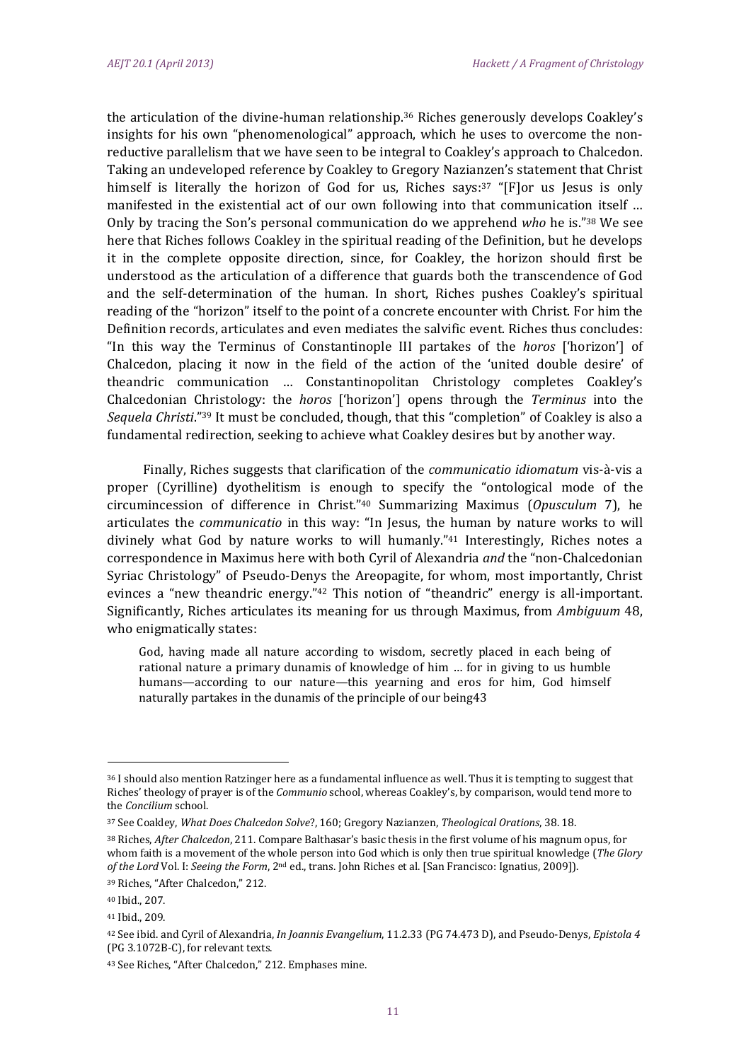the articulation of the divine-human relationship.[36] Riches generously develops Coakley's insights for his own "phenomenological" approach, which he uses to overcome the non-reductive parallelism that we have seen to be integral to Coakley's approach to Chalcedon. Taking an undeveloped reference by Coakley to Gregory Nazianzen's statement that Christ himself is literally the horizon of God for us, Riches says:[37] "[F]or us Jesus is only manifested in the existential act of our own following into that communication itself … Only by tracing the Son's personal communication do we apprehend *who* he is."[38] We see here that Riches follows Coakley in the spiritual reading of the Definition, but he develops it in the complete opposite direction, since, for Coakley, the horizon should first be understood as the articulation of a difference that guards both the transcendence of God and the self-determination of the human. In short, Riches pushes Coakley's spiritual reading of the "horizon" itself to the point of a concrete encounter with Christ. For him the Definition records, articulates and even mediates the salvific event. Riches thus concludes: "In this way the Terminus of Constantinople III partakes of the *horos* ['horizon'] of Chalcedon, placing it now in the field of the action of the 'united double desire' of theandric communication … Constantinopolitan Christology completes Coakley's Chalcedonian Christology: the *horos* ['horizon'] opens through the *Terminus* into the *Sequela Christi*."[39] It must be concluded, though, that this "completion" of Coakley is also a fundamental redirection, seeking to achieve what Coakley desires but by another way.

Finally, Riches suggests that clarification of the *communicatio idiomatum* vis-à-vis a proper (Cyrilline) dyothelitism is enough to specify the "ontological mode of the circumincession of difference in Christ."[40] Summarizing Maximus (*Opusculum* 7), he articulates the *communicatio* in this way: "In Jesus, the human by nature works to will divinely what God by nature works to will humanly."[41] Interestingly, Riches notes a correspondence in Maximus here with both Cyril of Alexandria *and* the "non-Chalcedonian Syriac Christology" of Pseudo-Denys the Areopagite, for whom, most importantly, Christ evinces a "new theandric energy."[42] This notion of "theandric" energy is all-important. Significantly, Riches articulates its meaning for us through Maximus, from *Ambiguum* 48, who enigmatically states:

> God, having made all nature according to wisdom, secretly placed in each being of rational nature a primary dunamis of knowledge of him … for in giving to us humble humans—according to our nature—this yearning and eros for him, God himself naturally partakes in the dunamis of the principle of our being43

---

[36] I should also mention Ratzinger here as a fundamental influence as well. Thus it is tempting to suggest that Riches' theology of prayer is of the *Communio* school, whereas Coakley's, by comparison, would tend more to the *Concilium* school.

[37] See Coakley, *What Does Chalcedon Solve*?, 160; Gregory Nazianzen, *Theological Orations*, 38. 18.

[38] Riches, *After Chalcedon*, 211. Compare Balthasar's basic thesis in the first volume of his magnum opus, for whom faith is a movement of the whole person into God which is only then true spiritual knowledge (*The Glory of the Lord* Vol. I: *Seeing the Form*, 2nd ed., trans. John Riches et al. [San Francisco: Ignatius, 2009]).

[39] Riches, "After Chalcedon," 212.

[40] Ibid., 207.

[41] Ibid., 209.

[42] See ibid. and Cyril of Alexandria, *In Joannis Evangelium*, 11.2.33 (PG 74.473 D), and Pseudo-Denys, *Epistola 4* (PG 3.1072B-C), for relevant texts.

[43] See Riches, "After Chalcedon," 212. Emphases mine.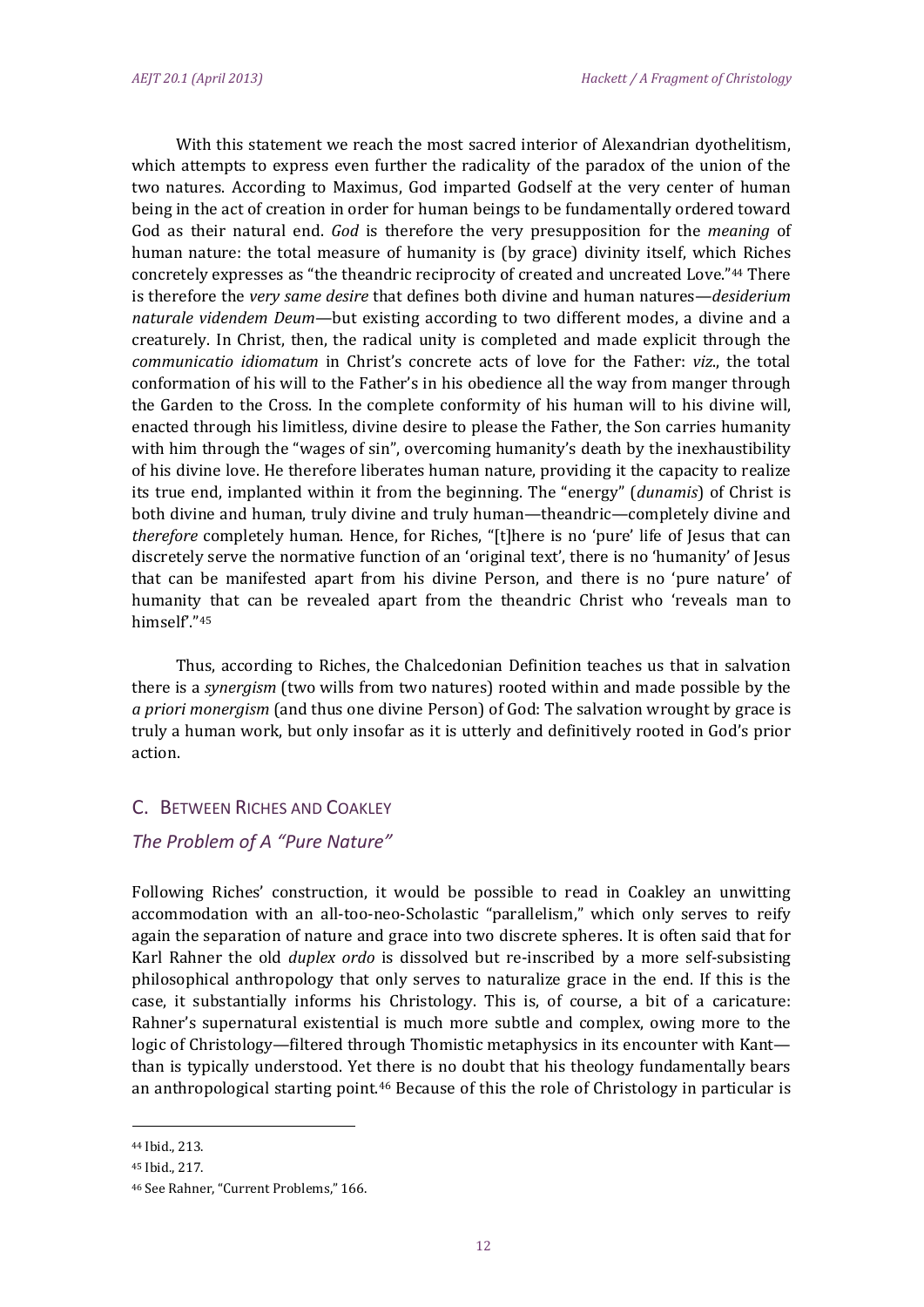With this statement we reach the most sacred interior of Alexandrian dyothelitism, which attempts to express even further the radicality of the paradox of the union of the two natures. According to Maximus, God imparted Godself at the very center of human being in the act of creation in order for human beings to be fundamentally ordered toward God as their natural end. *God* is therefore the very presupposition for the *meaning* of human nature: the total measure of humanity is (by grace) divinity itself, which Riches concretely expresses as "the theandric reciprocity of created and uncreated Love."[44] There is therefore the *very same desire* that defines both divine and human natures—*desiderium naturale videndem Deum*—but existing according to two different modes, a divine and a creaturely. In Christ, then, the radical unity is completed and made explicit through the *communicatio idiomatum* in Christ's concrete acts of love for the Father: *viz*., the total conformation of his will to the Father's in his obedience all the way from manger through the Garden to the Cross. In the complete conformity of his human will to his divine will, enacted through his limitless, divine desire to please the Father, the Son carries humanity with him through the "wages of sin", overcoming humanity's death by the inexhaustibility of his divine love. He therefore liberates human nature, providing it the capacity to realize its true end, implanted within it from the beginning. The "energy" (*dunamis*) of Christ is both divine and human, truly divine and truly human—theandric—completely divine and *therefore* completely human. Hence, for Riches, "[t]here is no 'pure' life of Jesus that can discretely serve the normative function of an 'original text', there is no 'humanity' of Jesus that can be manifested apart from his divine Person, and there is no 'pure nature' of humanity that can be revealed apart from the theandric Christ who 'reveals man to himself'."[45]

Thus, according to Riches, the Chalcedonian Definition teaches us that in salvation there is a *synergism* (two wills from two natures) rooted within and made possible by the *a priori monergism* (and thus one divine Person) of God: The salvation wrought by grace is truly a human work, but only insofar as it is utterly and definitively rooted in God's prior action.

## C. Between Riches and Coakley

### *The Problem of A "Pure Nature"*

Following Riches' construction, it would be possible to read in Coakley an unwitting accommodation with an all-too-neo-Scholastic "parallelism," which only serves to reify again the separation of nature and grace into two discrete spheres. It is often said that for Karl Rahner the old *duplex ordo* is dissolved but re-inscribed by a more self-subsisting philosophical anthropology that only serves to naturalize grace in the end. If this is the case, it substantially informs his Christology. This is, of course, a bit of a caricature: Rahner's supernatural existential is much more subtle and complex, owing more to the logic of Christology—filtered through Thomistic metaphysics in its encounter with Kant—than is typically understood. Yet there is no doubt that his theology fundamentally bears an anthropological starting point.[46] Because of this the role of Christology in particular is

---

[44] Ibid., 213.

[45] Ibid., 217.

[46] See Rahner, "Current Problems," 166.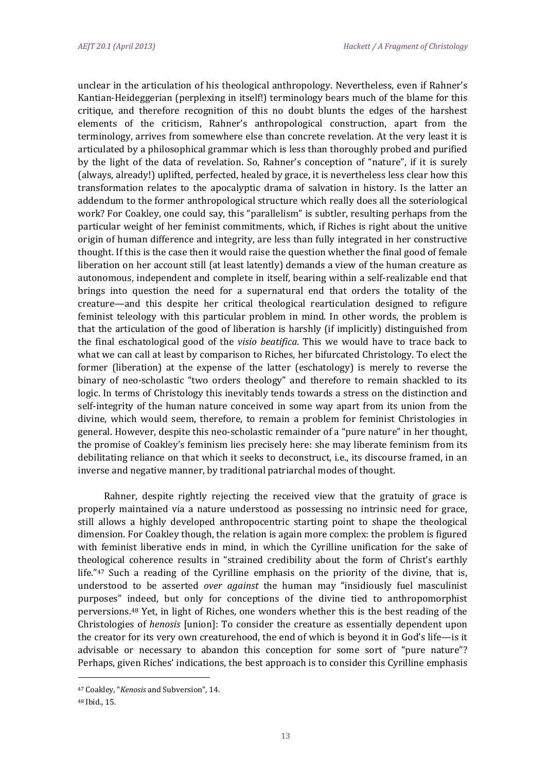unclear in the articulation of his theological anthropology. Nevertheless, even if Rahner's Kantian-Heideggerian (perplexing in itself!) terminology bears much of the blame for this critique, and therefore recognition of this no doubt blunts the edges of the harshest elements of the criticism, Rahner's anthropological construction, apart from the terminology, arrives from somewhere else than concrete revelation. At the very least it is articulated by a philosophical grammar which is less than thoroughly probed and purified by the light of the data of revelation. So, Rahner's conception of "nature", if it is surely (always, already!) uplifted, perfected, healed by grace, it is nevertheless less clear how this transformation relates to the apocalyptic drama of salvation in history. Is the latter an addendum to the former anthropological structure which really does all the soteriological work? For Coakley, one could say, this "parallelism" is subtler, resulting perhaps from the particular weight of her feminist commitments, which, if Riches is right about the unitive origin of human difference and integrity, are less than fully integrated in her constructive thought. If this is the case then it would raise the question whether the final good of female liberation on her account still (at least latently) demands a view of the human creature as autonomous, independent and complete in itself, bearing within a self-realizable end that brings into question the need for a supernatural end that orders the totality of the creature—and this despite her critical theological rearticulation designed to refigure feminist teleology with this particular problem in mind. In other words, the problem is that the articulation of the good of liberation is harshly (if implicitly) distinguished from the final eschatological good of the *visio beatifica*. This we would have to trace back to what we can call at least by comparison to Riches, her bifurcated Christology. To elect the former (liberation) at the expense of the latter (eschatology) is merely to reverse the binary of neo-scholastic "two orders theology" and therefore to remain shackled to its logic. In terms of Christology this inevitably tends towards a stress on the distinction and self-integrity of the human nature conceived in some way apart from its union from the divine, which would seem, therefore, to remain a problem for feminist Christologies in general. However, despite this neo-scholastic remainder of a "pure nature" in her thought, the promise of Coakley's feminism lies precisely here: she may liberate feminism from its debilitating reliance on that which it seeks to deconstruct, i.e., its discourse framed, in an inverse and negative manner, by traditional patriarchal modes of thought.

Rahner, despite rightly rejecting the received view that the gratuity of grace is properly maintained via a nature understood as possessing no intrinsic need for grace, still allows a highly developed anthropocentric starting point to shape the theological dimension. For Coakley though, the relation is again more complex: the problem is figured with feminist liberative ends in mind, in which the Cyrilline unification for the sake of theological coherence results in "strained credibility about the form of Christ's earthly life."[47] Such a reading of the Cyrilline emphasis on the priority of the divine, that is, understood to be asserted *over against* the human may "insidiously fuel masculinist purposes" indeed, but only for conceptions of the divine tied to anthropomorphist perversions.[48] Yet, in light of Riches, one wonders whether this is the best reading of the Christologies of *henosis* [union]: To consider the creature as essentially dependent upon the creator for its very own creaturehood, the end of which is beyond it in God's life—is it advisable or necessary to abandon this conception for some sort of "pure nature"? Perhaps, given Riches' indications, the best approach is to consider this Cyrilline emphasis

---

[47] Coakley, "*Kenosis* and Subversion", 14.

[48] Ibid., 15.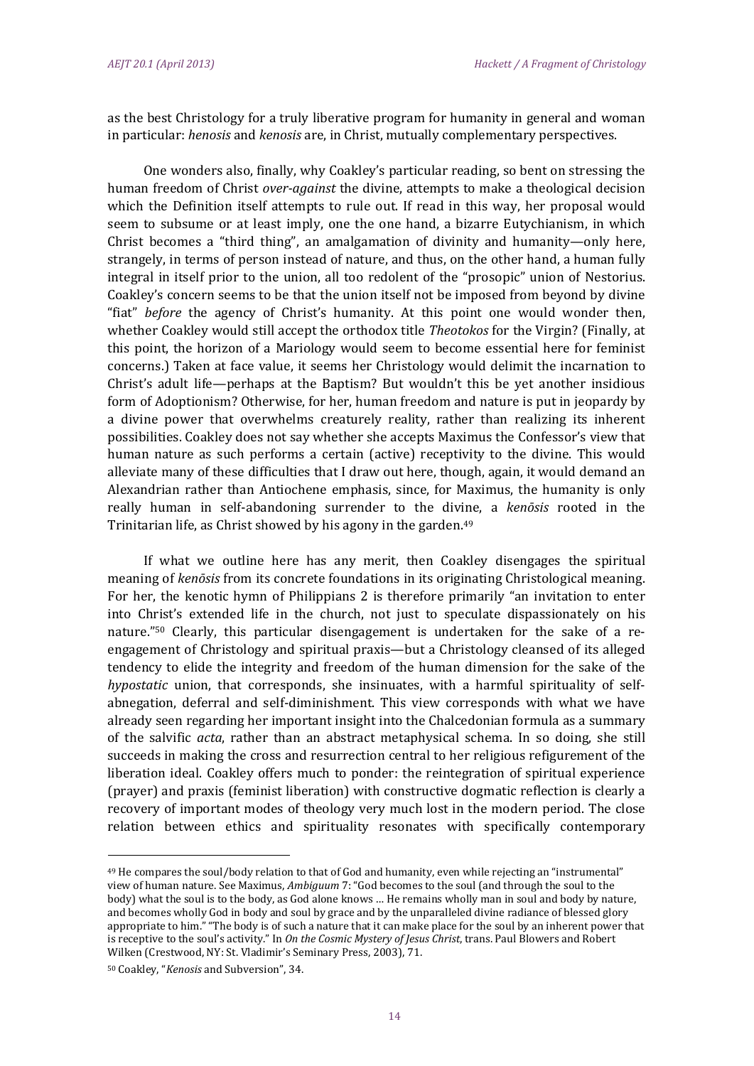as the best Christology for a truly liberative program for humanity in general and woman in particular: *henosis* and *kenosis* are, in Christ, mutually complementary perspectives.

One wonders also, finally, why Coakley's particular reading, so bent on stressing the human freedom of Christ *over-against* the divine, attempts to make a theological decision which the Definition itself attempts to rule out. If read in this way, her proposal would seem to subsume or at least imply, one the one hand, a bizarre Eutychianism, in which Christ becomes a "third thing", an amalgamation of divinity and humanity—only here, strangely, in terms of person instead of nature, and thus, on the other hand, a human fully integral in itself prior to the union, all too redolent of the "prosopic" union of Nestorius. Coakley's concern seems to be that the union itself not be imposed from beyond by divine "fiat" *before* the agency of Christ's humanity. At this point one would wonder then, whether Coakley would still accept the orthodox title *Theotokos* for the Virgin? (Finally, at this point, the horizon of a Mariology would seem to become essential here for feminist concerns.) Taken at face value, it seems her Christology would delimit the incarnation to Christ's adult life—perhaps at the Baptism? But wouldn't this be yet another insidious form of Adoptionism? Otherwise, for her, human freedom and nature is put in jeopardy by a divine power that overwhelms creaturely reality, rather than realizing its inherent possibilities. Coakley does not say whether she accepts Maximus the Confessor's view that human nature as such performs a certain (active) receptivity to the divine. This would alleviate many of these difficulties that I draw out here, though, again, it would demand an Alexandrian rather than Antiochene emphasis, since, for Maximus, the humanity is only really human in self-abandoning surrender to the divine, a *kenōsis* rooted in the Trinitarian life, as Christ showed by his agony in the garden.[49]

If what we outline here has any merit, then Coakley disengages the spiritual meaning of *kenōsis* from its concrete foundations in its originating Christological meaning. For her, the kenotic hymn of Philippians 2 is therefore primarily "an invitation to enter into Christ's extended life in the church, not just to speculate dispassionately on his nature."[50] Clearly, this particular disengagement is undertaken for the sake of a re-engagement of Christology and spiritual praxis—but a Christology cleansed of its alleged tendency to elide the integrity and freedom of the human dimension for the sake of the *hypostatic* union, that corresponds, she insinuates, with a harmful spirituality of self-abnegation, deferral and self-diminishment. This view corresponds with what we have already seen regarding her important insight into the Chalcedonian formula as a summary of the salvific *acta*, rather than an abstract metaphysical schema. In so doing, she still succeeds in making the cross and resurrection central to her religious refigurement of the liberation ideal. Coakley offers much to ponder: the reintegration of spiritual experience (prayer) and praxis (feminist liberation) with constructive dogmatic reflection is clearly a recovery of important modes of theology very much lost in the modern period. The close relation between ethics and spirituality resonates with specifically contemporary

---

[49] He compares the soul/body relation to that of God and humanity, even while rejecting an "instrumental" view of human nature. See Maximus, *Ambiguum* 7: "God becomes to the soul (and through the soul to the body) what the soul is to the body, as God alone knows … He remains wholly man in soul and body by nature, and becomes wholly God in body and soul by grace and by the unparalleled divine radiance of blessed glory appropriate to him." "The body is of such a nature that it can make place for the soul by an inherent power that is receptive to the soul's activity." In *On the Cosmic Mystery of Jesus Christ*, trans. Paul Blowers and Robert Wilken (Crestwood, NY: St. Vladimir's Seminary Press, 2003), 71.

[50] Coakley, "*Kenosis* and Subversion", 34.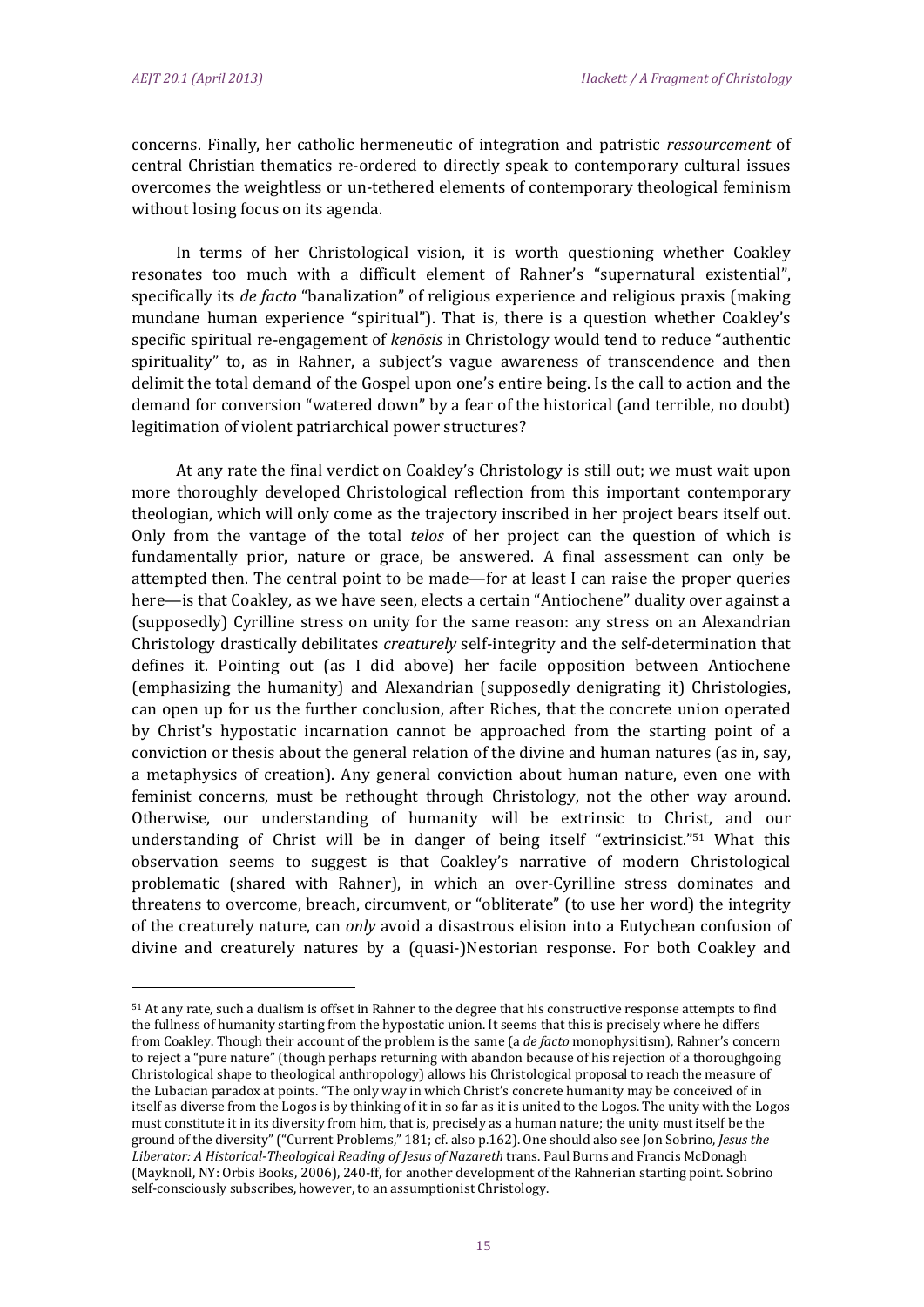concerns. Finally, her catholic hermeneutic of integration and patristic *ressourcement* of central Christian thematics re-ordered to directly speak to contemporary cultural issues overcomes the weightless or un-tethered elements of contemporary theological feminism without losing focus on its agenda.

In terms of her Christological vision, it is worth questioning whether Coakley resonates too much with a difficult element of Rahner's "supernatural existential", specifically its *de facto* "banalization" of religious experience and religious praxis (making mundane human experience "spiritual"). That is, there is a question whether Coakley's specific spiritual re-engagement of *kenōsis* in Christology would tend to reduce "authentic spirituality" to, as in Rahner, a subject's vague awareness of transcendence and then delimit the total demand of the Gospel upon one's entire being. Is the call to action and the demand for conversion "watered down" by a fear of the historical (and terrible, no doubt) legitimation of violent patriarchical power structures?

At any rate the final verdict on Coakley's Christology is still out; we must wait upon more thoroughly developed Christological reflection from this important contemporary theologian, which will only come as the trajectory inscribed in her project bears itself out. Only from the vantage of the total *telos* of her project can the question of which is fundamentally prior, nature or grace, be answered. A final assessment can only be attempted then. The central point to be made—for at least I can raise the proper queries here—is that Coakley, as we have seen, elects a certain "Antiochene" duality over against a (supposedly) Cyrilline stress on unity for the same reason: any stress on an Alexandrian Christology drastically debilitates *creaturely* self-integrity and the self-determination that defines it. Pointing out (as I did above) her facile opposition between Antiochene (emphasizing the humanity) and Alexandrian (supposedly denigrating it) Christologies, can open up for us the further conclusion, after Riches, that the concrete union operated by Christ's hypostatic incarnation cannot be approached from the starting point of a conviction or thesis about the general relation of the divine and human natures (as in, say, a metaphysics of creation). Any general conviction about human nature, even one with feminist concerns, must be rethought through Christology, not the other way around. Otherwise, our understanding of humanity will be extrinsic to Christ, and our understanding of Christ will be in danger of being itself "extrinsicist."[51] What this observation seems to suggest is that Coakley's narrative of modern Christological problematic (shared with Rahner), in which an over-Cyrilline stress dominates and threatens to overcome, breach, circumvent, or "obliterate" (to use her word) the integrity of the creaturely nature, can *only* avoid a disastrous elision into a Eutychean confusion of divine and creaturely natures by a (quasi-)Nestorian response. For both Coakley and

---

[51] At any rate, such a dualism is offset in Rahner to the degree that his constructive response attempts to find the fullness of humanity starting from the hypostatic union. It seems that this is precisely where he differs from Coakley. Though their account of the problem is the same (a *de facto* monophysitism), Rahner's concern to reject a "pure nature" (though perhaps returning with abandon because of his rejection of a thoroughgoing Christological shape to theological anthropology) allows his Christological proposal to reach the measure of the Lubacian paradox at points. "The only way in which Christ's concrete humanity may be conceived of in itself as diverse from the Logos is by thinking of it in so far as it is united to the Logos. The unity with the Logos must constitute it in its diversity from him, that is, precisely as a human nature; the unity must itself be the ground of the diversity" ("Current Problems," 181; cf. also p.162). One should also see Jon Sobrino, *Jesus the Liberator: A Historical-Theological Reading of Jesus of Nazareth* trans. Paul Burns and Francis McDonagh (Mayknoll, NY: Orbis Books, 2006), 240-ff, for another development of the Rahnerian starting point. Sobrino self-consciously subscribes, however, to an assumptionist Christology.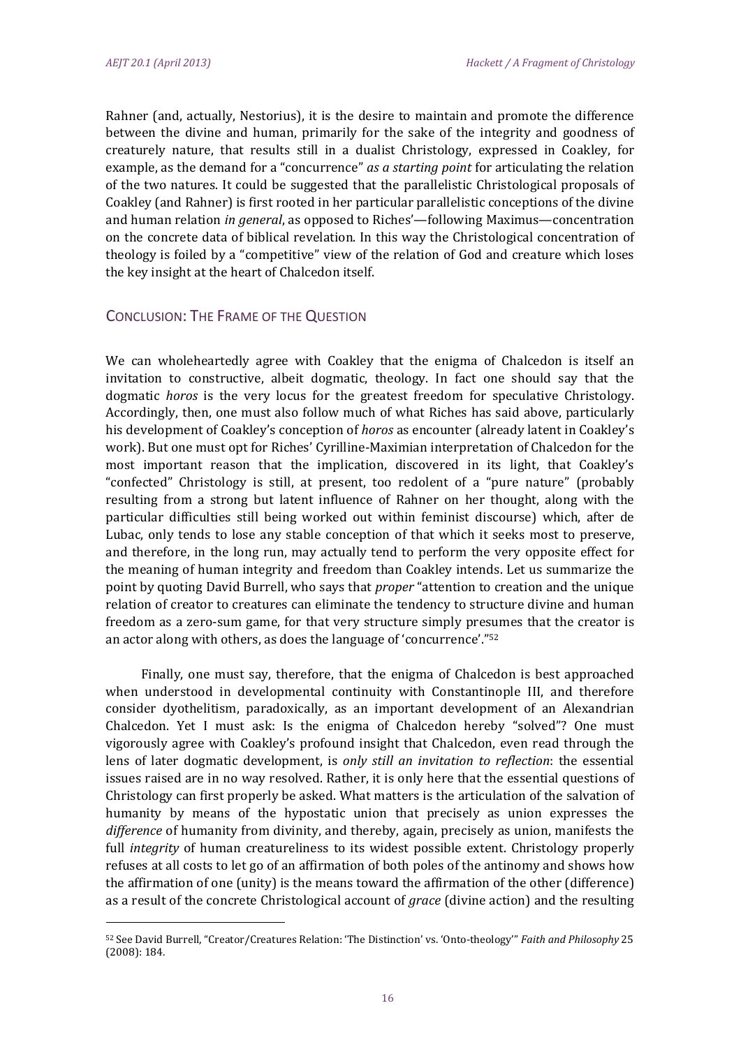Rahner (and, actually, Nestorius), it is the desire to maintain and promote the difference between the divine and human, primarily for the sake of the integrity and goodness of creaturely nature, that results still in a dualist Christology, expressed in Coakley, for example, as the demand for a "concurrence" *as a starting point* for articulating the relation of the two natures. It could be suggested that the parallelistic Christological proposals of Coakley (and Rahner) is first rooted in her particular parallelistic conceptions of the divine and human relation *in general*, as opposed to Riches'—following Maximus—concentration on the concrete data of biblical revelation. In this way the Christological concentration of theology is foiled by a "competitive" view of the relation of God and creature which loses the key insight at the heart of Chalcedon itself.

## Conclusion: The Frame of the Question

We can wholeheartedly agree with Coakley that the enigma of Chalcedon is itself an invitation to constructive, albeit dogmatic, theology. In fact one should say that the dogmatic *horos* is the very locus for the greatest freedom for speculative Christology. Accordingly, then, one must also follow much of what Riches has said above, particularly his development of Coakley's conception of *horos* as encounter (already latent in Coakley's work). But one must opt for Riches' Cyrilline-Maximian interpretation of Chalcedon for the most important reason that the implication, discovered in its light, that Coakley's "confected" Christology is still, at present, too redolent of a "pure nature" (probably resulting from a strong but latent influence of Rahner on her thought, along with the particular difficulties still being worked out within feminist discourse) which, after de Lubac, only tends to lose any stable conception of that which it seeks most to preserve, and therefore, in the long run, may actually tend to perform the very opposite effect for the meaning of human integrity and freedom than Coakley intends. Let us summarize the point by quoting David Burrell, who says that *proper* "attention to creation and the unique relation of creator to creatures can eliminate the tendency to structure divine and human freedom as a zero-sum game, for that very structure simply presumes that the creator is an actor along with others, as does the language of 'concurrence'."[52]

Finally, one must say, therefore, that the enigma of Chalcedon is best approached when understood in developmental continuity with Constantinople III, and therefore consider dyothelitism, paradoxically, as an important development of an Alexandrian Chalcedon. Yet I must ask: Is the enigma of Chalcedon hereby "solved"? One must vigorously agree with Coakley's profound insight that Chalcedon, even read through the lens of later dogmatic development, is *only still an invitation to reflection*: the essential issues raised are in no way resolved. Rather, it is only here that the essential questions of Christology can first properly be asked. What matters is the articulation of the salvation of humanity by means of the hypostatic union that precisely as union expresses the *difference* of humanity from divinity, and thereby, again, precisely as union, manifests the full *integrity* of human creatureliness to its widest possible extent. Christology properly refuses at all costs to let go of an affirmation of both poles of the antinomy and shows how the affirmation of one (unity) is the means toward the affirmation of the other (difference) as a result of the concrete Christological account of *grace* (divine action) and the resulting

---

[52] See David Burrell, "Creator/Creatures Relation: 'The Distinction' vs. 'Onto-theology'" *Faith and Philosophy* 25 (2008): 184.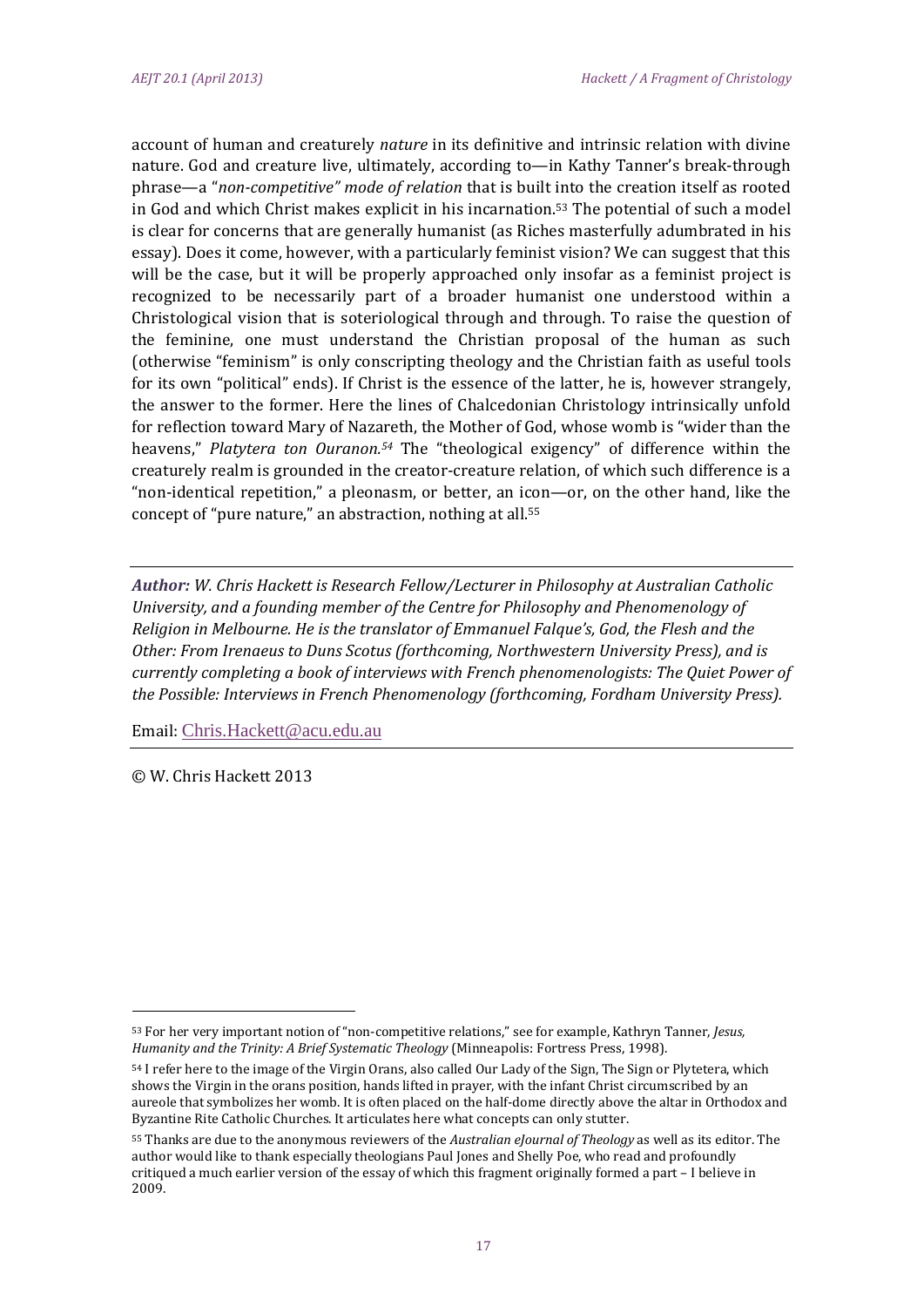account of human and creaturely *nature* in its definitive and intrinsic relation with divine nature. God and creature live, ultimately, according to—in Kathy Tanner's break-through phrase—a "*non-competitive" mode of relation* that is built into the creation itself as rooted in God and which Christ makes explicit in his incarnation.[53] The potential of such a model is clear for concerns that are generally humanist (as Riches masterfully adumbrated in his essay). Does it come, however, with a particularly feminist vision? We can suggest that this will be the case, but it will be properly approached only insofar as a feminist project is recognized to be necessarily part of a broader humanist one understood within a Christological vision that is soteriological through and through. To raise the question of the feminine, one must understand the Christian proposal of the human as such (otherwise "feminism" is only conscripting theology and the Christian faith as useful tools for its own "political" ends). If Christ is the essence of the latter, he is, however strangely, the answer to the former. Here the lines of Chalcedonian Christology intrinsically unfold for reflection toward Mary of Nazareth, the Mother of God, whose womb is "wider than the heavens," *Platytera ton Ouranon.*[54] The "theological exigency" of difference within the creaturely realm is grounded in the creator-creature relation, of which such difference is a "non-identical repetition," a pleonasm, or better, an icon—or, on the other hand, like the concept of "pure nature," an abstraction, nothing at all.[55]

---

***Author:*** *W. Chris Hackett is Research Fellow/Lecturer in Philosophy at Australian Catholic University, and a founding member of the Centre for Philosophy and Phenomenology of Religion in Melbourne. He is the translator of Emmanuel Falque's, God, the Flesh and the Other: From Irenaeus to Duns Scotus (forthcoming, Northwestern University Press), and is currently completing a book of interviews with French phenomenologists: The Quiet Power of the Possible: Interviews in French Phenomenology (forthcoming, Fordham University Press).*

Email: Chris.Hackett@acu.edu.au

---

© W. Chris Hackett 2013

---

[53] For her very important notion of "non-competitive relations," see for example, Kathryn Tanner, *Jesus, Humanity and the Trinity: A Brief Systematic Theology* (Minneapolis: Fortress Press, 1998).

[54] I refer here to the image of the Virgin Orans, also called Our Lady of the Sign, The Sign or Plytetera, which shows the Virgin in the orans position, hands lifted in prayer, with the infant Christ circumscribed by an aureole that symbolizes her womb. It is often placed on the half-dome directly above the altar in Orthodox and Byzantine Rite Catholic Churches. It articulates here what concepts can only stutter.

[55] Thanks are due to the anonymous reviewers of the *Australian eJournal of Theology* as well as its editor. The author would like to thank especially theologians Paul Jones and Shelly Poe, who read and profoundly critiqued a much earlier version of the essay of which this fragment originally formed a part – I believe in 2009.